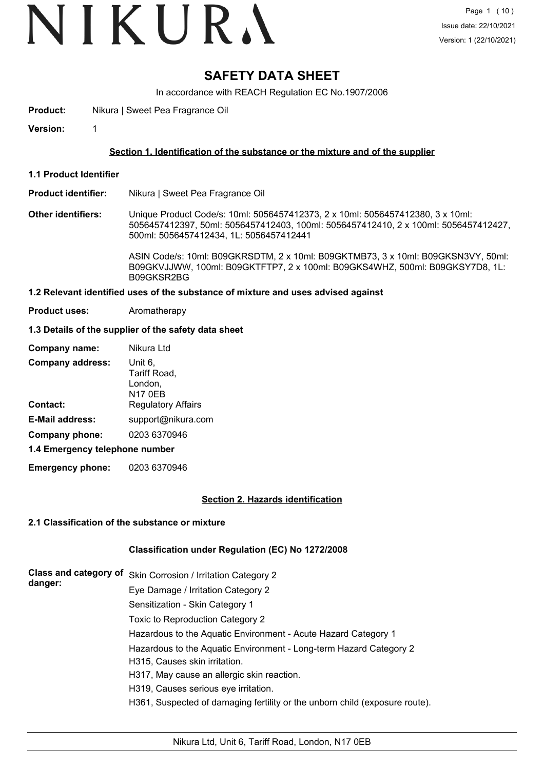# SAFETY DATA SHEET

In accordance with REACH Regulation EC No.1907/2006

**Product:** Nikura | Sweet Pea Fragrance Oil

**Version:** 1

## Section 1. Identification of the substance or the mixture and of the supplier

### 1.1 Product Identifier

**Product identifier:** Nikura | Sweet Pea Fragrance Oil

**Other identifiers:** Unique Product Code/s: 10ml: 5056457412373, 2 x 10ml: 5056457412380, 3 x 10ml: 5056457412397, 50ml: 5056457412403, 100ml: 5056457412410, 2 x 100ml: 5056457412427, 500ml: 5056457412434, 1L: 5056457412441

ASIN Code/s: 10ml: B09GKRSDTM, 2 x 10ml: B09GKTMB73, 3 x 10ml: B09GKSN3VY, 50ml: B09GKVJJWW, 100ml: B09GKTFTP7, 2 x 100ml: B09GKS4WHZ, 500ml: B09GKSY7D8, 1L: B09GKSR2BG

### 1.2 Relevant identified uses of the substance of mixture and uses advised against

**Product uses:** Aromatherapy

### 1.3 Details of the supplier of the safety data sheet

**Company name:** Nikura Ltd

**Company address:** Unit 6, Tariff Road, London, N17 0EB

**Contact:** Regulatory Affairs

**E-Mail address:** support@nikura.com

**Company phone:** 0203 6370946

### 1.4 Emergency telephone number

**Emergency phone:** 0203 6370946

## Section 2. Hazards identification

### 2.1 Classification of the substance or mixture

**Classification under Regulation (EC) No 1272/2008**

**Class and category of danger:**

Skin Corrosion / Irritation Category 2
Eye Damage / Irritation Category 2
Sensitization - Skin Category 1
Toxic to Reproduction Category 2
Hazardous to the Aquatic Environment - Acute Hazard Category 1
Hazardous to the Aquatic Environment - Long-term Hazard Category 2
H315, Causes skin irritation.
H317, May cause an allergic skin reaction.
H319, Causes serious eye irritation.
H361, Suspected of damaging fertility or the unborn child (exposure route).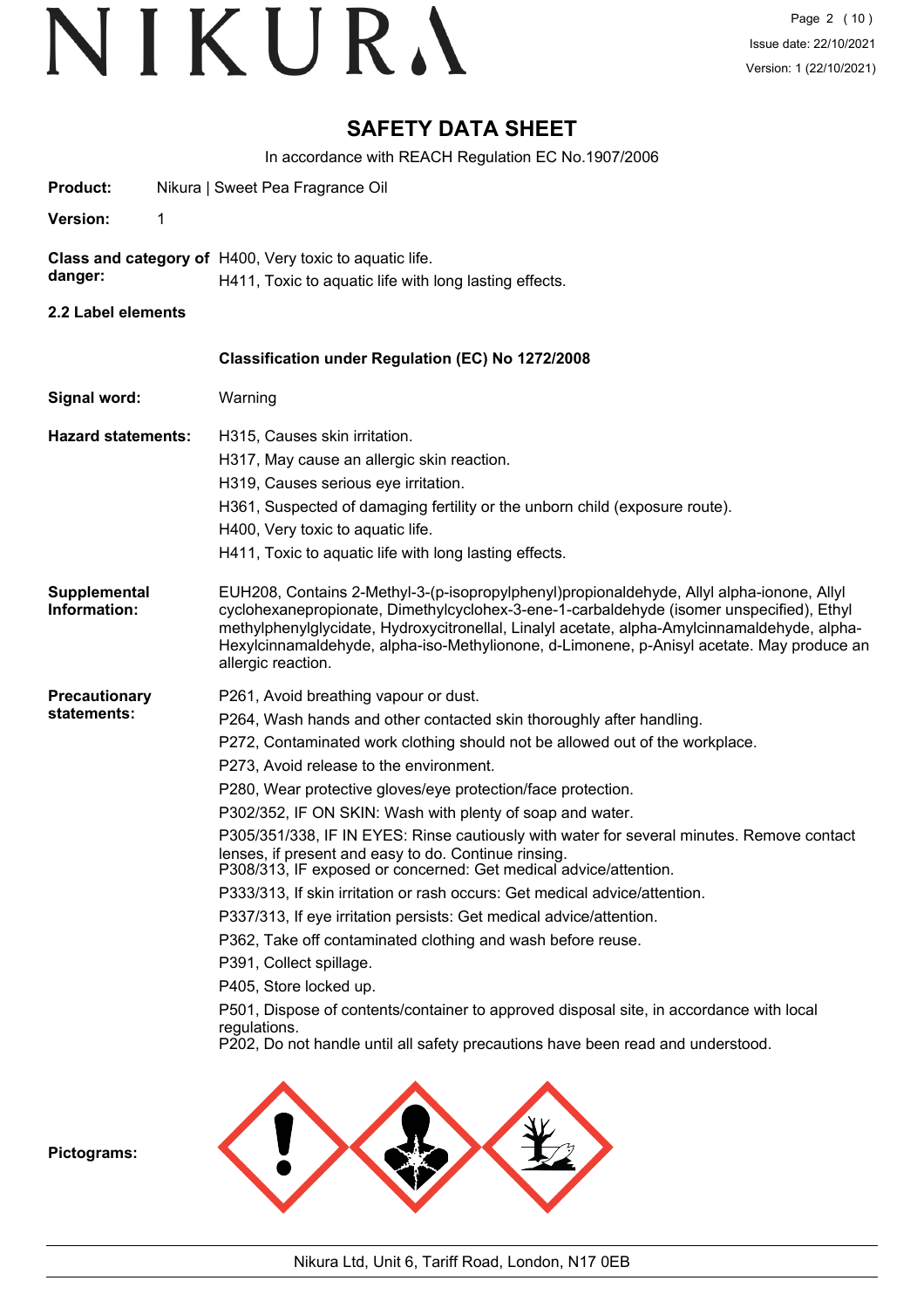# SAFETY DATA SHEET

In accordance with REACH Regulation EC No.1907/2006

**Product:** Nikura | Sweet Pea Fragrance Oil

**Version:** 1

**Class and category of danger:** H400, Very toxic to aquatic life.
H411, Toxic to aquatic life with long lasting effects.

## 2.2 Label elements

**Classification under Regulation (EC) No 1272/2008**

**Signal word:** Warning

**Hazard statements:**

H315, Causes skin irritation.
H317, May cause an allergic skin reaction.
H319, Causes serious eye irritation.
H361, Suspected of damaging fertility or the unborn child (exposure route).
H400, Very toxic to aquatic life.
H411, Toxic to aquatic life with long lasting effects.

**Supplemental Information:** EUH208, Contains 2-Methyl-3-(p-isopropylphenyl)propionaldehyde, Allyl alpha-ionone, Allyl cyclohexanepropionate, Dimethylcyclohex-3-ene-1-carbaldehyde (isomer unspecified), Ethyl methylphenylglycidate, Hydroxycitronellal, Linalyl acetate, alpha-Amylcinnamaldehyde, alpha-Hexylcinnamaldehyde, alpha-iso-Methylionone, d-Limonene, p-Anisyl acetate. May produce an allergic reaction.

**Precautionary statements:**

P261, Avoid breathing vapour or dust.
P264, Wash hands and other contacted skin thoroughly after handling.
P272, Contaminated work clothing should not be allowed out of the workplace.
P273, Avoid release to the environment.
P280, Wear protective gloves/eye protection/face protection.
P302/352, IF ON SKIN: Wash with plenty of soap and water.
P305/351/338, IF IN EYES: Rinse cautiously with water for several minutes. Remove contact lenses, if present and easy to do. Continue rinsing.
P308/313, IF exposed or concerned: Get medical advice/attention.
P333/313, If skin irritation or rash occurs: Get medical advice/attention.
P337/313, If eye irritation persists: Get medical advice/attention.
P362, Take off contaminated clothing and wash before reuse.
P391, Collect spillage.
P405, Store locked up.
P501, Dispose of contents/container to approved disposal site, in accordance with local regulations.
P202, Do not handle until all safety precautions have been read and understood.

**Pictograms:**

Nikura Ltd, Unit 6, Tariff Road, London, N17 0EB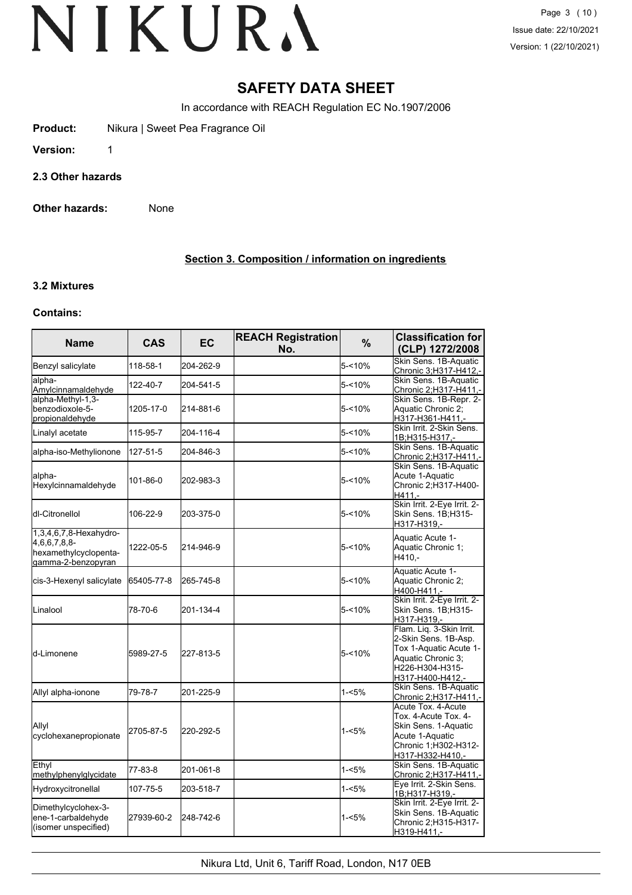# SAFETY DATA SHEET

In accordance with REACH Regulation EC No.1907/2006

**Product:** Nikura | Sweet Pea Fragrance Oil

**Version:** 1

**2.3 Other hazards**

**Other hazards:** None

## Section 3. Composition / information on ingredients

**3.2 Mixtures**

**Contains:**

| Name | CAS | EC | REACH Registration No. | % | Classification for (CLP) 1272/2008 |
|---|---|---|---|---|---|
| Benzyl salicylate | 118-58-1 | 204-262-9 | | 5-<10% | Skin Sens. 1B-Aquatic Chronic 3;H317-H412,- |
| alpha-Amylcinnamaldehyde | 122-40-7 | 204-541-5 | | 5-<10% | Skin Sens. 1B-Aquatic Chronic 2;H317-H411,- |
| alpha-Methyl-1,3-benzodioxole-5-propionaldehyde | 1205-17-0 | 214-881-6 | | 5-<10% | Skin Sens. 1B-Repr. 2-Aquatic Chronic 2; H317-H361-H411,- |
| Linalyl acetate | 115-95-7 | 204-116-4 | | 5-<10% | Skin Irrit. 2-Skin Sens. 1B;H315-H317,- |
| alpha-iso-Methylionone | 127-51-5 | 204-846-3 | | 5-<10% | Skin Sens. 1B-Aquatic Chronic 2;H317-H411,- |
| alpha-Hexylcinnamaldehyde | 101-86-0 | 202-983-3 | | 5-<10% | Skin Sens. 1B-Aquatic Acute 1-Aquatic Chronic 2;H317-H400-H411,- |
| dl-Citronellol | 106-22-9 | 203-375-0 | | 5-<10% | Skin Irrit. 2-Eye Irrit. 2-Skin Sens. 1B;H315-H317-H319,- |
| 1,3,4,6,7,8-Hexahydro-4,6,6,7,8,8-hexamethylcyclopenta-gamma-2-benzopyran | 1222-05-5 | 214-946-9 | | 5-<10% | Aquatic Acute 1-Aquatic Chronic 1; H410,- |
| cis-3-Hexenyl salicylate | 65405-77-8 | 265-745-8 | | 5-<10% | Aquatic Acute 1-Aquatic Chronic 2; H400-H411,- |
| Linalool | 78-70-6 | 201-134-4 | | 5-<10% | Skin Irrit. 2-Eye Irrit. 2-Skin Sens. 1B;H315-H317-H319,- |
| d-Limonene | 5989-27-5 | 227-813-5 | | 5-<10% | Flam. Liq. 3-Skin Irrit. 2-Skin Sens. 1B-Asp. Tox 1-Aquatic Acute 1-Aquatic Chronic 3; H226-H304-H315-H317-H400-H412,- |
| Allyl alpha-ionone | 79-78-7 | 201-225-9 | | 1-<5% | Skin Sens. 1B-Aquatic Chronic 2;H317-H411,- |
| Allyl cyclohexanepropionate | 2705-87-5 | 220-292-5 | | 1-<5% | Acute Tox. 4-Acute Tox. 4-Acute Tox. 4-Skin Sens. 1-Aquatic Acute 1-Aquatic Chronic 1;H302-H312-H317-H332-H410,- |
| Ethyl methylphenylglycidate | 77-83-8 | 201-061-8 | | 1-<5% | Skin Sens. 1B-Aquatic Chronic 2;H317-H411,- |
| Hydroxycitronellal | 107-75-5 | 203-518-7 | | 1-<5% | Eye Irrit. 2-Skin Sens. 1B;H317-H319,- |
| Dimethylcyclohex-3-ene-1-carbaldehyde (isomer unspecified) | 27939-60-2 | 248-742-6 | | 1-<5% | Skin Irrit. 2-Eye Irrit. 2-Skin Sens. 1B-Aquatic Chronic 2;H315-H317-H319-H411,- |

Nikura Ltd, Unit 6, Tariff Road, London, N17 0EB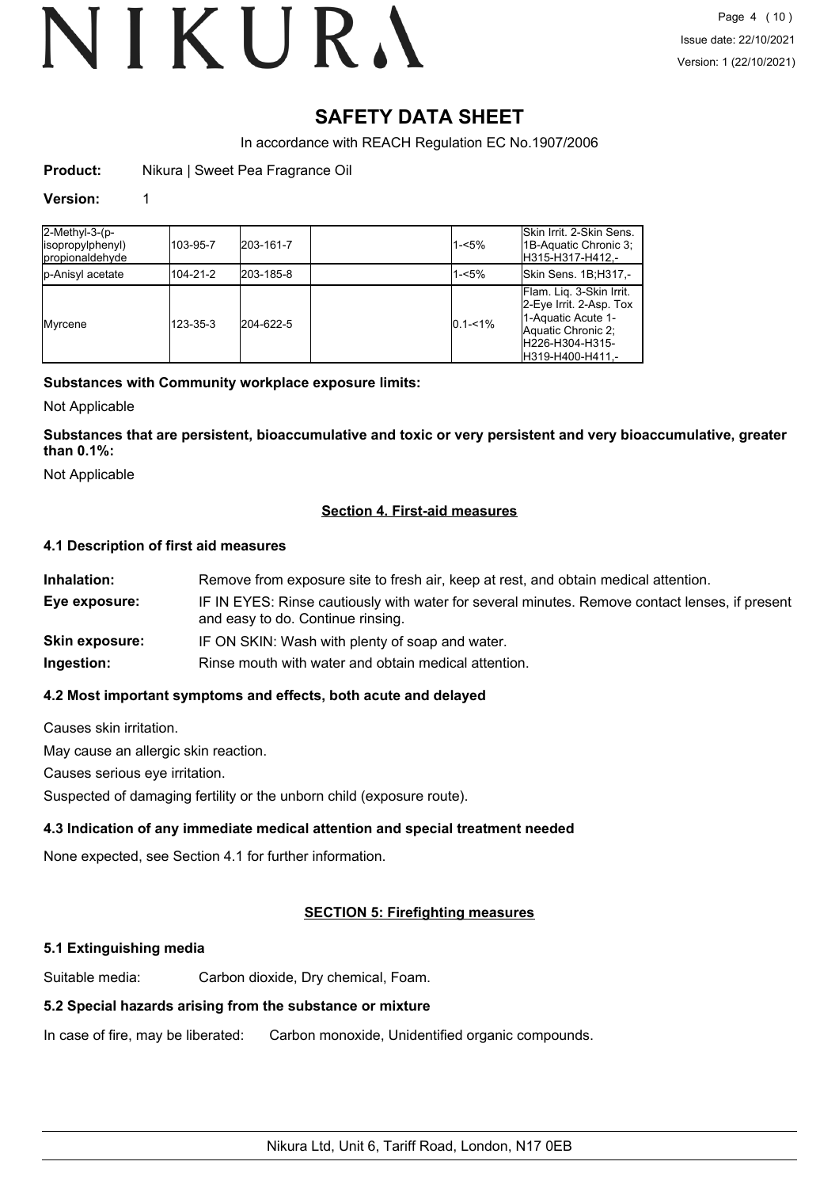# SAFETY DATA SHEET

In accordance with REACH Regulation EC No.1907/2006

**Product:** Nikura | Sweet Pea Fragrance Oil

**Version:** 1

| | | | | | |
|---|---|---|---|---|---|
| 2-Methyl-3-(p-isopropylphenyl) propionaldehyde | 103-95-7 | 203-161-7 | | 1-<5% | Skin Irrit. 2-Skin Sens. 1B-Aquatic Chronic 3; H315-H317-H412,- |
| p-Anisyl acetate | 104-21-2 | 203-185-8 | | 1-<5% | Skin Sens. 1B;H317,- |
| Myrcene | 123-35-3 | 204-622-5 | | 0.1-<1% | Flam. Liq. 3-Skin Irrit. 2-Eye Irrit. 2-Asp. Tox 1-Aquatic Acute 1-Aquatic Chronic 2; H226-H304-H315-H319-H400-H411,- |

**Substances with Community workplace exposure limits:**

Not Applicable

**Substances that are persistent, bioaccumulative and toxic or very persistent and very bioaccumulative, greater than 0.1%:**

Not Applicable

## Section 4. First-aid measures

### 4.1 Description of first aid measures

**Inhalation:** Remove from exposure site to fresh air, keep at rest, and obtain medical attention.

**Eye exposure:** IF IN EYES: Rinse cautiously with water for several minutes. Remove contact lenses, if present and easy to do. Continue rinsing.

**Skin exposure:** IF ON SKIN: Wash with plenty of soap and water.

**Ingestion:** Rinse mouth with water and obtain medical attention.

### 4.2 Most important symptoms and effects, both acute and delayed

Causes skin irritation.

May cause an allergic skin reaction.

Causes serious eye irritation.

Suspected of damaging fertility or the unborn child (exposure route).

### 4.3 Indication of any immediate medical attention and special treatment needed

None expected, see Section 4.1 for further information.

## SECTION 5: Firefighting measures

### 5.1 Extinguishing media

Suitable media: Carbon dioxide, Dry chemical, Foam.

### 5.2 Special hazards arising from the substance or mixture

In case of fire, may be liberated: Carbon monoxide, Unidentified organic compounds.

Nikura Ltd, Unit 6, Tariff Road, London, N17 0EB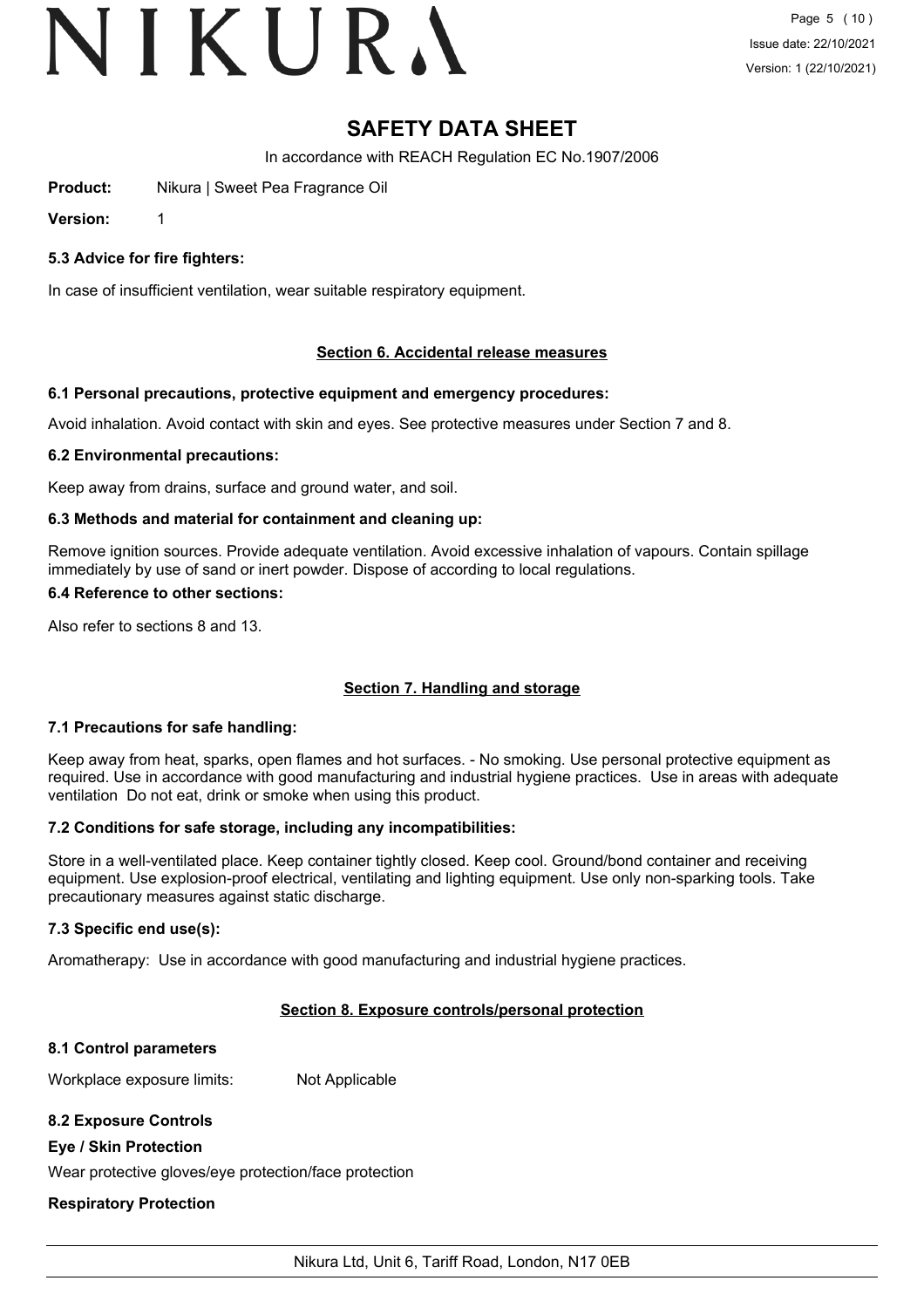# SAFETY DATA SHEET

In accordance with REACH Regulation EC No.1907/2006

**Product:** Nikura | Sweet Pea Fragrance Oil

**Version:** 1

### 5.3 Advice for fire fighters:

In case of insufficient ventilation, wear suitable respiratory equipment.

## Section 6. Accidental release measures

### 6.1 Personal precautions, protective equipment and emergency procedures:

Avoid inhalation. Avoid contact with skin and eyes. See protective measures under Section 7 and 8.

### 6.2 Environmental precautions:

Keep away from drains, surface and ground water, and soil.

### 6.3 Methods and material for containment and cleaning up:

Remove ignition sources. Provide adequate ventilation. Avoid excessive inhalation of vapours. Contain spillage immediately by use of sand or inert powder. Dispose of according to local regulations.

### 6.4 Reference to other sections:

Also refer to sections 8 and 13.

## Section 7. Handling and storage

### 7.1 Precautions for safe handling:

Keep away from heat, sparks, open flames and hot surfaces. - No smoking. Use personal protective equipment as required. Use in accordance with good manufacturing and industrial hygiene practices. Use in areas with adequate ventilation Do not eat, drink or smoke when using this product.

### 7.2 Conditions for safe storage, including any incompatibilities:

Store in a well-ventilated place. Keep container tightly closed. Keep cool. Ground/bond container and receiving equipment. Use explosion-proof electrical, ventilating and lighting equipment. Use only non-sparking tools. Take precautionary measures against static discharge.

### 7.3 Specific end use(s):

Aromatherapy: Use in accordance with good manufacturing and industrial hygiene practices.

## Section 8. Exposure controls/personal protection

### 8.1 Control parameters

Workplace exposure limits: Not Applicable

### 8.2 Exposure Controls

**Eye / Skin Protection**

Wear protective gloves/eye protection/face protection

**Respiratory Protection**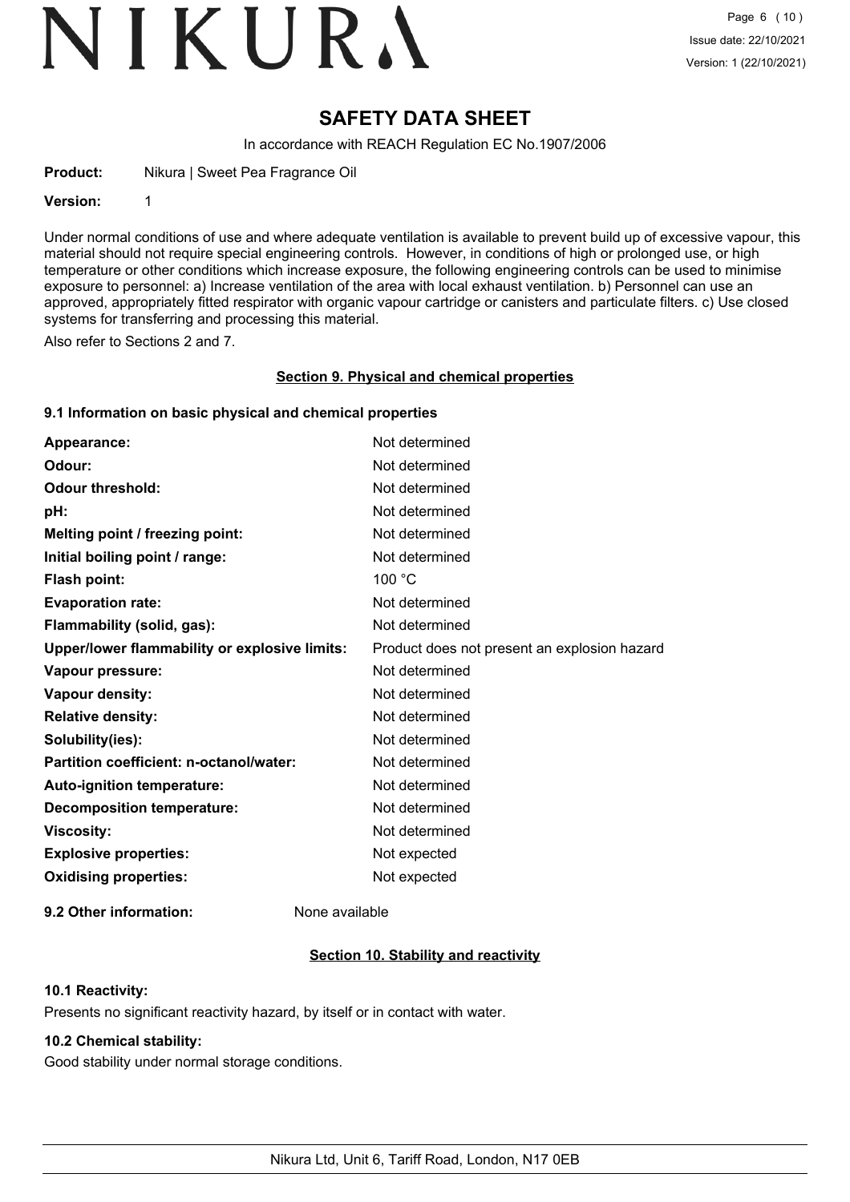# SAFETY DATA SHEET

In accordance with REACH Regulation EC No.1907/2006

**Product:** Nikura | Sweet Pea Fragrance Oil

**Version:** 1

Under normal conditions of use and where adequate ventilation is available to prevent build up of excessive vapour, this material should not require special engineering controls. However, in conditions of high or prolonged use, or high temperature or other conditions which increase exposure, the following engineering controls can be used to minimise exposure to personnel: a) Increase ventilation of the area with local exhaust ventilation. b) Personnel can use an approved, appropriately fitted respirator with organic vapour cartridge or canisters and particulate filters. c) Use closed systems for transferring and processing this material.

Also refer to Sections 2 and 7.

## Section 9. Physical and chemical properties

### 9.1 Information on basic physical and chemical properties

| | |
|---|---|
| **Appearance:** | Not determined |
| **Odour:** | Not determined |
| **Odour threshold:** | Not determined |
| **pH:** | Not determined |
| **Melting point / freezing point:** | Not determined |
| **Initial boiling point / range:** | Not determined |
| **Flash point:** | 100 °C |
| **Evaporation rate:** | Not determined |
| **Flammability (solid, gas):** | Not determined |
| **Upper/lower flammability or explosive limits:** | Product does not present an explosion hazard |
| **Vapour pressure:** | Not determined |
| **Vapour density:** | Not determined |
| **Relative density:** | Not determined |
| **Solubility(ies):** | Not determined |
| **Partition coefficient: n-octanol/water:** | Not determined |
| **Auto-ignition temperature:** | Not determined |
| **Decomposition temperature:** | Not determined |
| **Viscosity:** | Not determined |
| **Explosive properties:** | Not expected |
| **Oxidising properties:** | Not expected |

**9.2 Other information:** None available

## Section 10. Stability and reactivity

### 10.1 Reactivity:

Presents no significant reactivity hazard, by itself or in contact with water.

### 10.2 Chemical stability:

Good stability under normal storage conditions.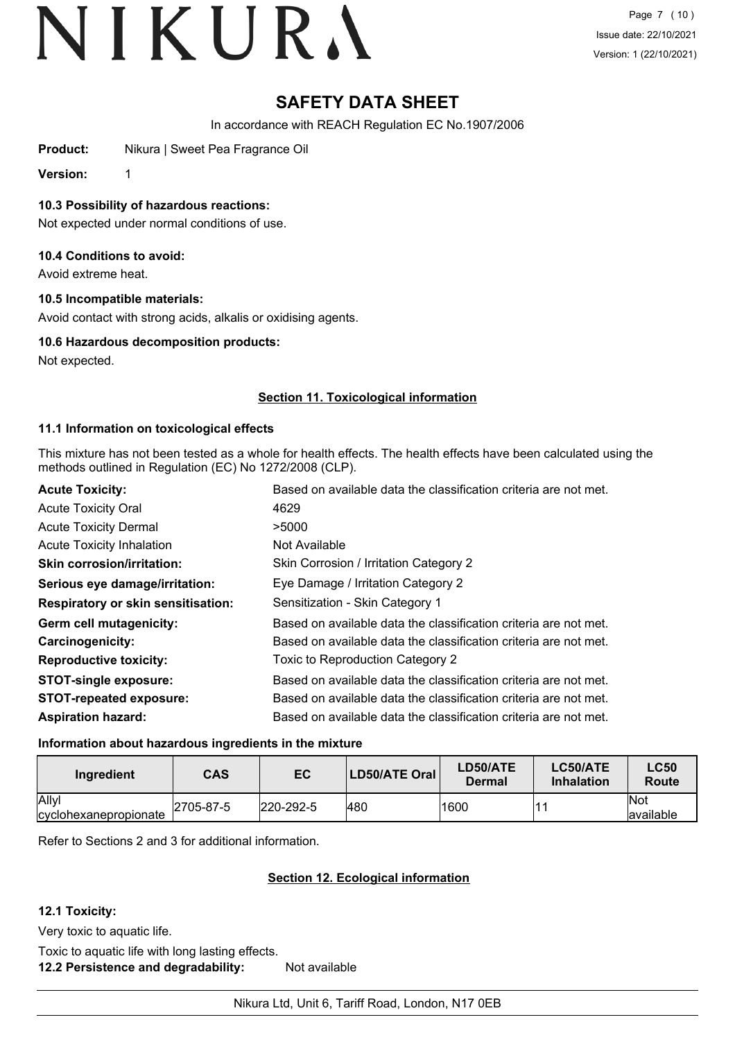# SAFETY DATA SHEET

In accordance with REACH Regulation EC No.1907/2006

**Product:** Nikura | Sweet Pea Fragrance Oil

**Version:** 1

### 10.3 Possibility of hazardous reactions:

Not expected under normal conditions of use.

### 10.4 Conditions to avoid:

Avoid extreme heat.

### 10.5 Incompatible materials:

Avoid contact with strong acids, alkalis or oxidising agents.

### 10.6 Hazardous decomposition products:

Not expected.

## Section 11. Toxicological information

### 11.1 Information on toxicological effects

This mixture has not been tested as a whole for health effects. The health effects have been calculated using the methods outlined in Regulation (EC) No 1272/2008 (CLP).

| | |
|---|---|
| **Acute Toxicity:** | Based on available data the classification criteria are not met. |
| Acute Toxicity Oral | 4629 |
| Acute Toxicity Dermal | >5000 |
| Acute Toxicity Inhalation | Not Available |
| **Skin corrosion/irritation:** | Skin Corrosion / Irritation Category 2 |
| **Serious eye damage/irritation:** | Eye Damage / Irritation Category 2 |
| **Respiratory or skin sensitisation:** | Sensitization - Skin Category 1 |
| **Germ cell mutagenicity:** | Based on available data the classification criteria are not met. |
| **Carcinogenicity:** | Based on available data the classification criteria are not met. |
| **Reproductive toxicity:** | Toxic to Reproduction Category 2 |
| **STOT-single exposure:** | Based on available data the classification criteria are not met. |
| **STOT-repeated exposure:** | Based on available data the classification criteria are not met. |
| **Aspiration hazard:** | Based on available data the classification criteria are not met. |

### Information about hazardous ingredients in the mixture

| Ingredient | CAS | EC | LD50/ATE Oral | LD50/ATE Dermal | LC50/ATE Inhalation | LC50 Route |
|---|---|---|---|---|---|---|
| Allyl cyclohexanepropionate | 2705-87-5 | 220-292-5 | 480 | 1600 | 11 | Not available |

Refer to Sections 2 and 3 for additional information.

## Section 12. Ecological information

### 12.1 Toxicity:

Very toxic to aquatic life.

Toxic to aquatic life with long lasting effects.

**12.2 Persistence and degradability:** Not available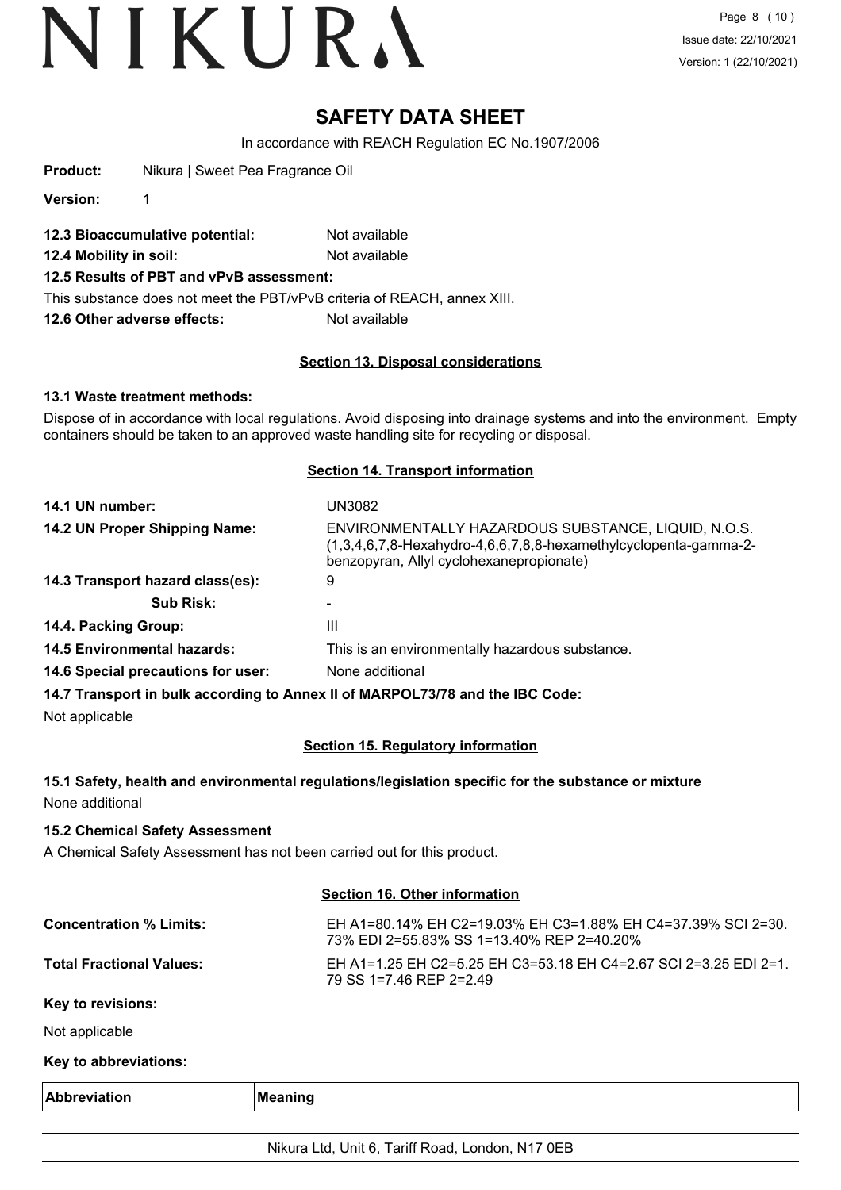**Product:** Nikura | Sweet Pea Fragrance Oil

**Version:** 1

**12.3 Bioaccumulative potential:** Not available

**12.4 Mobility in soil:** Not available

**12.5 Results of PBT and vPvB assessment:**

This substance does not meet the PBT/vPvB criteria of REACH, annex XIII.

**12.6 Other adverse effects:** Not available

## Section 13. Disposal considerations

**13.1 Waste treatment methods:**

Dispose of in accordance with local regulations. Avoid disposing into drainage systems and into the environment. Empty containers should be taken to an approved waste handling site for recycling or disposal.

## Section 14. Transport information

| | |
|---|---|
| **14.1 UN number:** | UN3082 |
| **14.2 UN Proper Shipping Name:** | ENVIRONMENTALLY HAZARDOUS SUBSTANCE, LIQUID, N.O.S. (1,3,4,6,7,8-Hexahydro-4,6,6,7,8,8-hexamethylcyclopenta-gamma-2-benzopyran, Allyl cyclohexanepropionate) |
| **14.3 Transport hazard class(es):** | 9 |
| **Sub Risk:** | - |
| **14.4. Packing Group:** | III |
| **14.5 Environmental hazards:** | This is an environmentally hazardous substance. |
| **14.6 Special precautions for user:** | None additional |

**14.7 Transport in bulk according to Annex II of MARPOL73/78 and the IBC Code:**

Not applicable

## Section 15. Regulatory information

**15.1 Safety, health and environmental regulations/legislation specific for the substance or mixture**

None additional

**15.2 Chemical Safety Assessment**

A Chemical Safety Assessment has not been carried out for this product.

## Section 16. Other information

| | |
|---|---|
| **Concentration % Limits:** | EH A1=80.14% EH C2=19.03% EH C3=1.88% EH C4=37.39% SCI 2=30.73% EDI 2=55.83% SS 1=13.40% REP 2=40.20% |
| **Total Fractional Values:** | EH A1=1.25 EH C2=5.25 EH C3=53.18 EH C4=2.67 SCI 2=3.25 EDI 2=1.79 SS 1=7.46 REP 2=2.49 |

**Key to revisions:**

Not applicable

**Key to abbreviations:**

| Abbreviation | Meaning |
|---|---|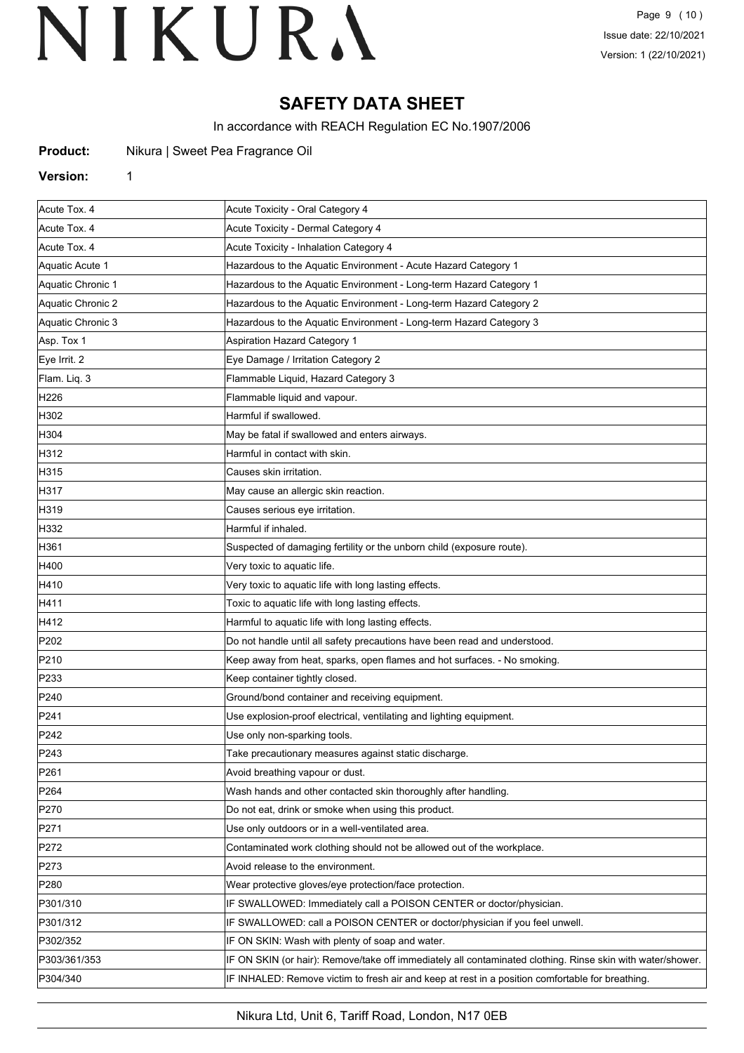# SAFETY DATA SHEET

In accordance with REACH Regulation EC No.1907/2006

**Product:** Nikura | Sweet Pea Fragrance Oil

**Version:** 1

| | |
|---|---|
| Acute Tox. 4 | Acute Toxicity - Oral Category 4 |
| Acute Tox. 4 | Acute Toxicity - Dermal Category 4 |
| Acute Tox. 4 | Acute Toxicity - Inhalation Category 4 |
| Aquatic Acute 1 | Hazardous to the Aquatic Environment - Acute Hazard Category 1 |
| Aquatic Chronic 1 | Hazardous to the Aquatic Environment - Long-term Hazard Category 1 |
| Aquatic Chronic 2 | Hazardous to the Aquatic Environment - Long-term Hazard Category 2 |
| Aquatic Chronic 3 | Hazardous to the Aquatic Environment - Long-term Hazard Category 3 |
| Asp. Tox 1 | Aspiration Hazard Category 1 |
| Eye Irrit. 2 | Eye Damage / Irritation Category 2 |
| Flam. Liq. 3 | Flammable Liquid, Hazard Category 3 |
| H226 | Flammable liquid and vapour. |
| H302 | Harmful if swallowed. |
| H304 | May be fatal if swallowed and enters airways. |
| H312 | Harmful in contact with skin. |
| H315 | Causes skin irritation. |
| H317 | May cause an allergic skin reaction. |
| H319 | Causes serious eye irritation. |
| H332 | Harmful if inhaled. |
| H361 | Suspected of damaging fertility or the unborn child (exposure route). |
| H400 | Very toxic to aquatic life. |
| H410 | Very toxic to aquatic life with long lasting effects. |
| H411 | Toxic to aquatic life with long lasting effects. |
| H412 | Harmful to aquatic life with long lasting effects. |
| P202 | Do not handle until all safety precautions have been read and understood. |
| P210 | Keep away from heat, sparks, open flames and hot surfaces. - No smoking. |
| P233 | Keep container tightly closed. |
| P240 | Ground/bond container and receiving equipment. |
| P241 | Use explosion-proof electrical, ventilating and lighting equipment. |
| P242 | Use only non-sparking tools. |
| P243 | Take precautionary measures against static discharge. |
| P261 | Avoid breathing vapour or dust. |
| P264 | Wash hands and other contacted skin thoroughly after handling. |
| P270 | Do not eat, drink or smoke when using this product. |
| P271 | Use only outdoors or in a well-ventilated area. |
| P272 | Contaminated work clothing should not be allowed out of the workplace. |
| P273 | Avoid release to the environment. |
| P280 | Wear protective gloves/eye protection/face protection. |
| P301/310 | IF SWALLOWED: Immediately call a POISON CENTER or doctor/physician. |
| P301/312 | IF SWALLOWED: call a POISON CENTER or doctor/physician if you feel unwell. |
| P302/352 | IF ON SKIN: Wash with plenty of soap and water. |
| P303/361/353 | IF ON SKIN (or hair): Remove/take off immediately all contaminated clothing. Rinse skin with water/shower. |
| P304/340 | IF INHALED: Remove victim to fresh air and keep at rest in a position comfortable for breathing. |

Nikura Ltd, Unit 6, Tariff Road, London, N17 0EB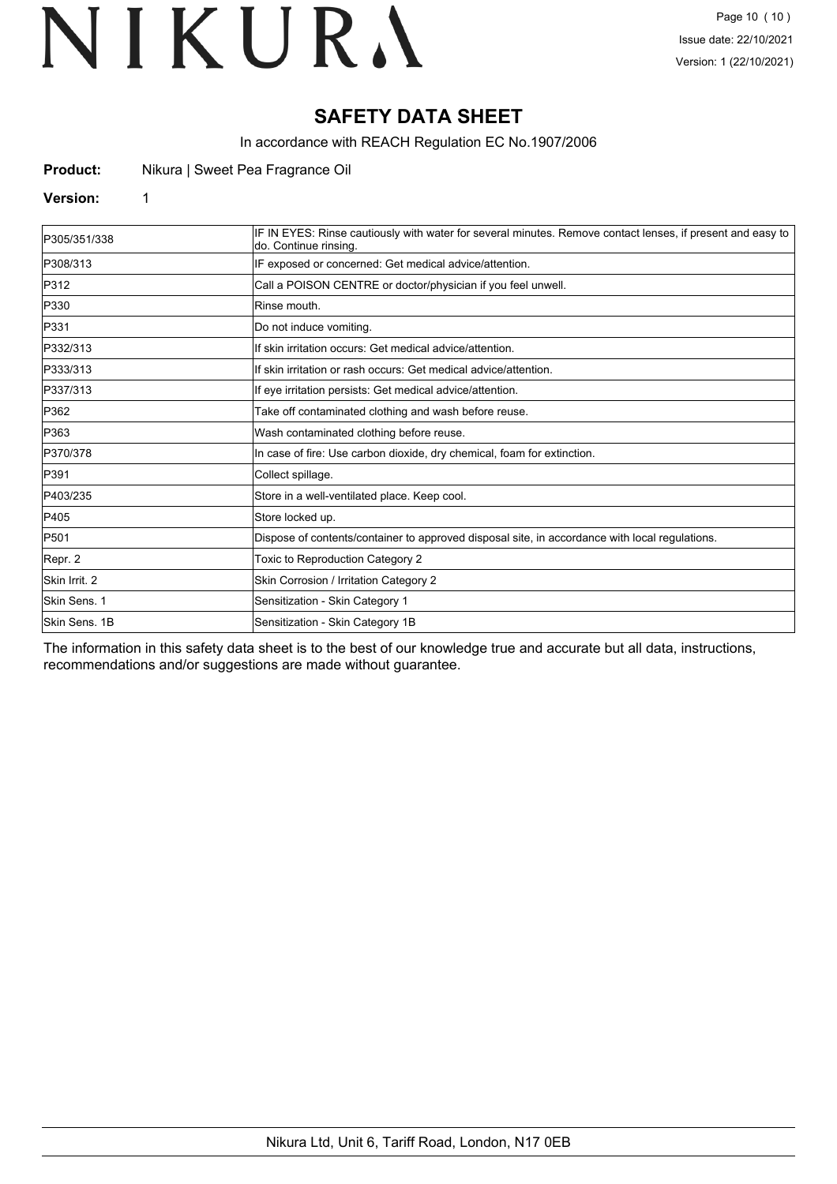# SAFETY DATA SHEET

In accordance with REACH Regulation EC No.1907/2006

**Product:** Nikura | Sweet Pea Fragrance Oil

**Version:** 1

| | |
|---|---|
| P305/351/338 | IF IN EYES: Rinse cautiously with water for several minutes. Remove contact lenses, if present and easy to do. Continue rinsing. |
| P308/313 | IF exposed or concerned: Get medical advice/attention. |
| P312 | Call a POISON CENTRE or doctor/physician if you feel unwell. |
| P330 | Rinse mouth. |
| P331 | Do not induce vomiting. |
| P332/313 | If skin irritation occurs: Get medical advice/attention. |
| P333/313 | If skin irritation or rash occurs: Get medical advice/attention. |
| P337/313 | If eye irritation persists: Get medical advice/attention. |
| P362 | Take off contaminated clothing and wash before reuse. |
| P363 | Wash contaminated clothing before reuse. |
| P370/378 | In case of fire: Use carbon dioxide, dry chemical, foam for extinction. |
| P391 | Collect spillage. |
| P403/235 | Store in a well-ventilated place. Keep cool. |
| P405 | Store locked up. |
| P501 | Dispose of contents/container to approved disposal site, in accordance with local regulations. |
| Repr. 2 | Toxic to Reproduction Category 2 |
| Skin Irrit. 2 | Skin Corrosion / Irritation Category 2 |
| Skin Sens. 1 | Sensitization - Skin Category 1 |
| Skin Sens. 1B | Sensitization - Skin Category 1B |

The information in this safety data sheet is to the best of our knowledge true and accurate but all data, instructions, recommendations and/or suggestions are made without guarantee.

Nikura Ltd, Unit 6, Tariff Road, London, N17 0EB